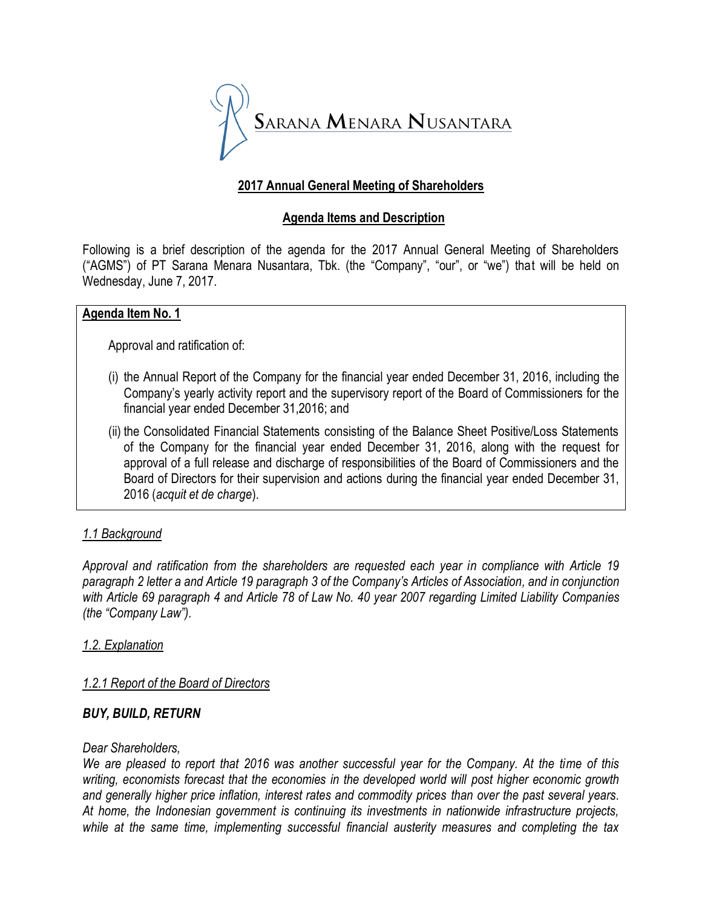Sarana Menara Nusantara

## 2017 Annual General Meeting of Shareholders

## Agenda Items and Description

Following is a brief description of the agenda for the 2017 Annual General Meeting of Shareholders ("AGMS") of PT Sarana Menara Nusantara, Tbk. (the "Company", "our", or "we") that will be held on Wednesday, June 7, 2017.

**Agenda Item No. 1**

Approval and ratification of:

(i) the Annual Report of the Company for the financial year ended December 31, 2016, including the Company's yearly activity report and the supervisory report of the Board of Commissioners for the financial year ended December 31,2016; and

(ii) the Consolidated Financial Statements consisting of the Balance Sheet Positive/Loss Statements of the Company for the financial year ended December 31, 2016, along with the request for approval of a full release and discharge of responsibilities of the Board of Commissioners and the Board of Directors for their supervision and actions during the financial year ended December 31, 2016 (*acquit et de charge*).

*1.1 Background*

*Approval and ratification from the shareholders are requested each year in compliance with Article 19 paragraph 2 letter a and Article 19 paragraph 3 of the Company's Articles of Association, and in conjunction with Article 69 paragraph 4 and Article 78 of Law No. 40 year 2007 regarding Limited Liability Companies (the "Company Law").*

*1.2. Explanation*

*1.2.1 Report of the Board of Directors*

***BUY, BUILD, RETURN***

*Dear Shareholders,*
*We are pleased to report that 2016 was another successful year for the Company. At the time of this writing, economists forecast that the economies in the developed world will post higher economic growth and generally higher price inflation, interest rates and commodity prices than over the past several years. At home, the Indonesian government is continuing its investments in nationwide infrastructure projects, while at the same time, implementing successful financial austerity measures and completing the tax*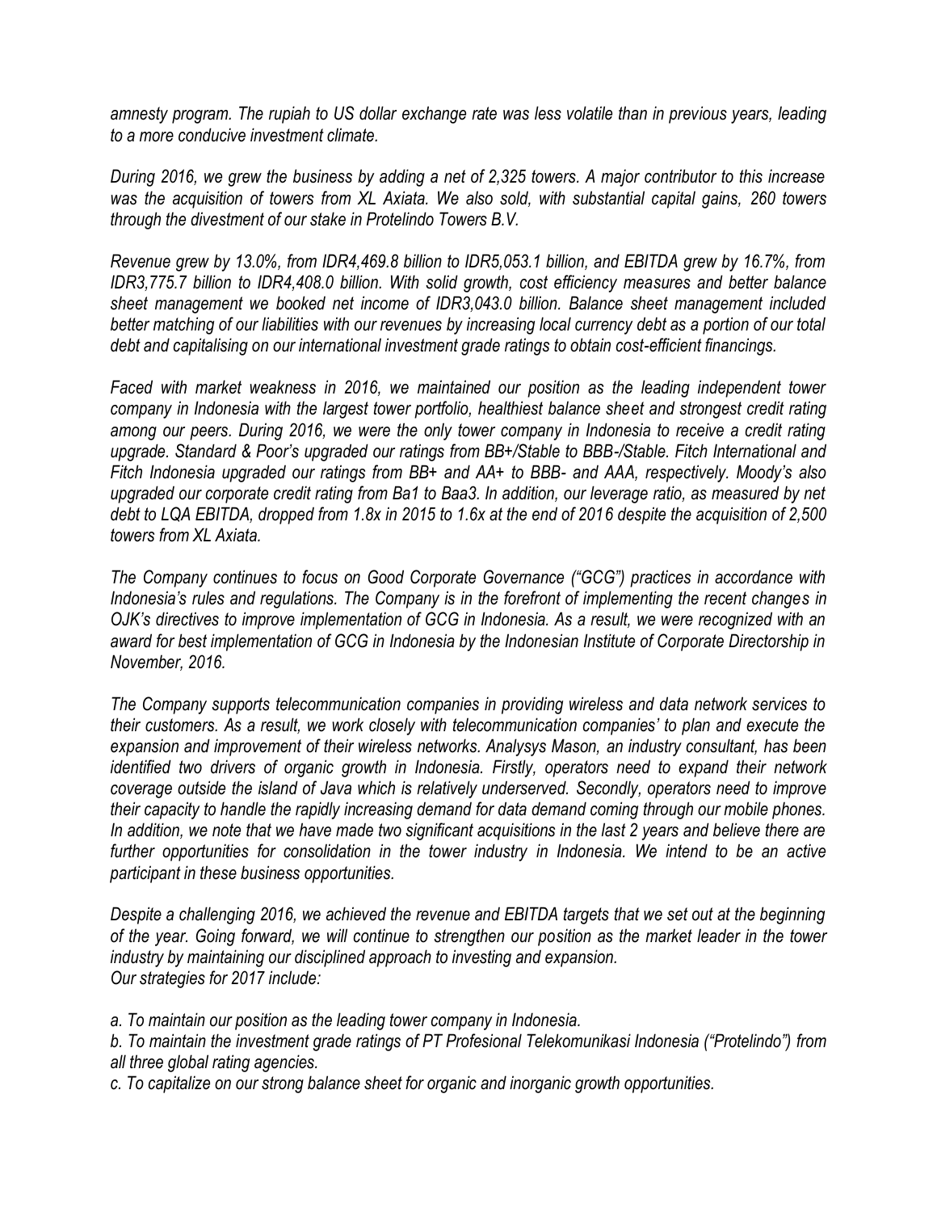*amnesty program. The rupiah to US dollar exchange rate was less volatile than in previous years, leading to a more conducive investment climate.*

*During 2016, we grew the business by adding a net of 2,325 towers. A major contributor to this increase was the acquisition of towers from XL Axiata. We also sold, with substantial capital gains, 260 towers through the divestment of our stake in Protelindo Towers B.V.*

*Revenue grew by 13.0%, from IDR4,469.8 billion to IDR5,053.1 billion, and EBITDA grew by 16.7%, from IDR3,775.7 billion to IDR4,408.0 billion. With solid growth, cost efficiency measures and better balance sheet management we booked net income of IDR3,043.0 billion. Balance sheet management included better matching of our liabilities with our revenues by increasing local currency debt as a portion of our total debt and capitalising on our international investment grade ratings to obtain cost-efficient financings.*

*Faced with market weakness in 2016, we maintained our position as the leading independent tower company in Indonesia with the largest tower portfolio, healthiest balance sheet and strongest credit rating among our peers. During 2016, we were the only tower company in Indonesia to receive a credit rating upgrade. Standard & Poor's upgraded our ratings from BB+/Stable to BBB-/Stable. Fitch International and Fitch Indonesia upgraded our ratings from BB+ and AA+ to BBB- and AAA, respectively. Moody's also upgraded our corporate credit rating from Ba1 to Baa3. In addition, our leverage ratio, as measured by net debt to LQA EBITDA, dropped from 1.8x in 2015 to 1.6x at the end of 2016 despite the acquisition of 2,500 towers from XL Axiata.*

*The Company continues to focus on Good Corporate Governance ("GCG") practices in accordance with Indonesia's rules and regulations. The Company is in the forefront of implementing the recent changes in OJK's directives to improve implementation of GCG in Indonesia. As a result, we were recognized with an award for best implementation of GCG in Indonesia by the Indonesian Institute of Corporate Directorship in November, 2016.*

*The Company supports telecommunication companies in providing wireless and data network services to their customers. As a result, we work closely with telecommunication companies' to plan and execute the expansion and improvement of their wireless networks. Analysys Mason, an industry consultant, has been identified two drivers of organic growth in Indonesia. Firstly, operators need to expand their network coverage outside the island of Java which is relatively underserved. Secondly, operators need to improve their capacity to handle the rapidly increasing demand for data demand coming through our mobile phones. In addition, we note that we have made two significant acquisitions in the last 2 years and believe there are further opportunities for consolidation in the tower industry in Indonesia. We intend to be an active participant in these business opportunities.*

*Despite a challenging 2016, we achieved the revenue and EBITDA targets that we set out at the beginning of the year. Going forward, we will continue to strengthen our position as the market leader in the tower industry by maintaining our disciplined approach to investing and expansion.*
*Our strategies for 2017 include:*

*a. To maintain our position as the leading tower company in Indonesia.*
*b. To maintain the investment grade ratings of PT Profesional Telekomunikasi Indonesia ("Protelindo") from all three global rating agencies.*
*c. To capitalize on our strong balance sheet for organic and inorganic growth opportunities.*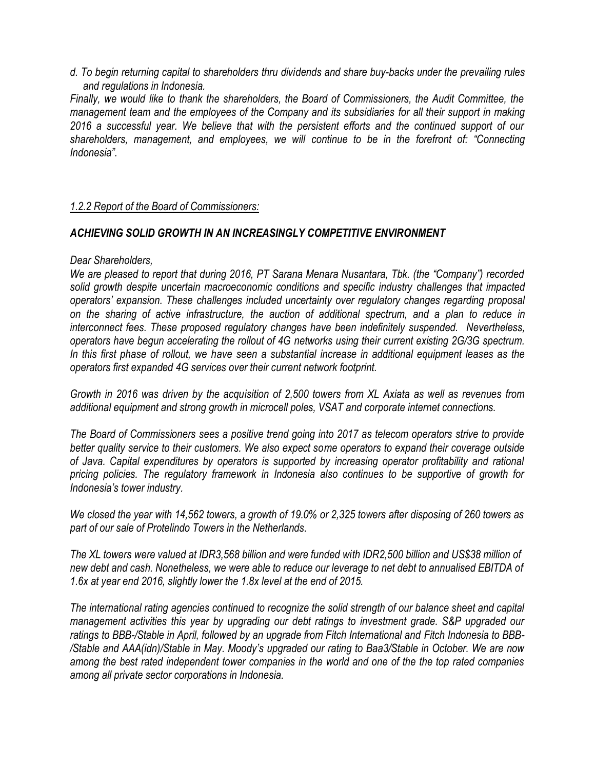*d. To begin returning capital to shareholders thru dividends and share buy-backs under the prevailing rules and regulations in Indonesia.*

*Finally, we would like to thank the shareholders, the Board of Commissioners, the Audit Committee, the management team and the employees of the Company and its subsidiaries for all their support in making 2016 a successful year. We believe that with the persistent efforts and the continued support of our shareholders, management, and employees, we will continue to be in the forefront of: "Connecting Indonesia".*

*1.2.2 Report of the Board of Commissioners:*

***ACHIEVING SOLID GROWTH IN AN INCREASINGLY COMPETITIVE ENVIRONMENT***

*Dear Shareholders,*

*We are pleased to report that during 2016, PT Sarana Menara Nusantara, Tbk. (the "Company") recorded solid growth despite uncertain macroeconomic conditions and specific industry challenges that impacted operators' expansion. These challenges included uncertainty over regulatory changes regarding proposal on the sharing of active infrastructure, the auction of additional spectrum, and a plan to reduce in interconnect fees. These proposed regulatory changes have been indefinitely suspended. Nevertheless, operators have begun accelerating the rollout of 4G networks using their current existing 2G/3G spectrum. In this first phase of rollout, we have seen a substantial increase in additional equipment leases as the operators first expanded 4G services over their current network footprint.*

*Growth in 2016 was driven by the acquisition of 2,500 towers from XL Axiata as well as revenues from additional equipment and strong growth in microcell poles, VSAT and corporate internet connections.*

*The Board of Commissioners sees a positive trend going into 2017 as telecom operators strive to provide better quality service to their customers. We also expect some operators to expand their coverage outside of Java. Capital expenditures by operators is supported by increasing operator profitability and rational pricing policies. The regulatory framework in Indonesia also continues to be supportive of growth for Indonesia's tower industry.*

*We closed the year with 14,562 towers, a growth of 19.0% or 2,325 towers after disposing of 260 towers as part of our sale of Protelindo Towers in the Netherlands.*

*The XL towers were valued at IDR3,568 billion and were funded with IDR2,500 billion and US$38 million of new debt and cash. Nonetheless, we were able to reduce our leverage to net debt to annualised EBITDA of 1.6x at year end 2016, slightly lower the 1.8x level at the end of 2015.*

*The international rating agencies continued to recognize the solid strength of our balance sheet and capital management activities this year by upgrading our debt ratings to investment grade. S&P upgraded our ratings to BBB-/Stable in April, followed by an upgrade from Fitch International and Fitch Indonesia to BBB-/Stable and AAA(idn)/Stable in May. Moody's upgraded our rating to Baa3/Stable in October. We are now among the best rated independent tower companies in the world and one of the the top rated companies among all private sector corporations in Indonesia.*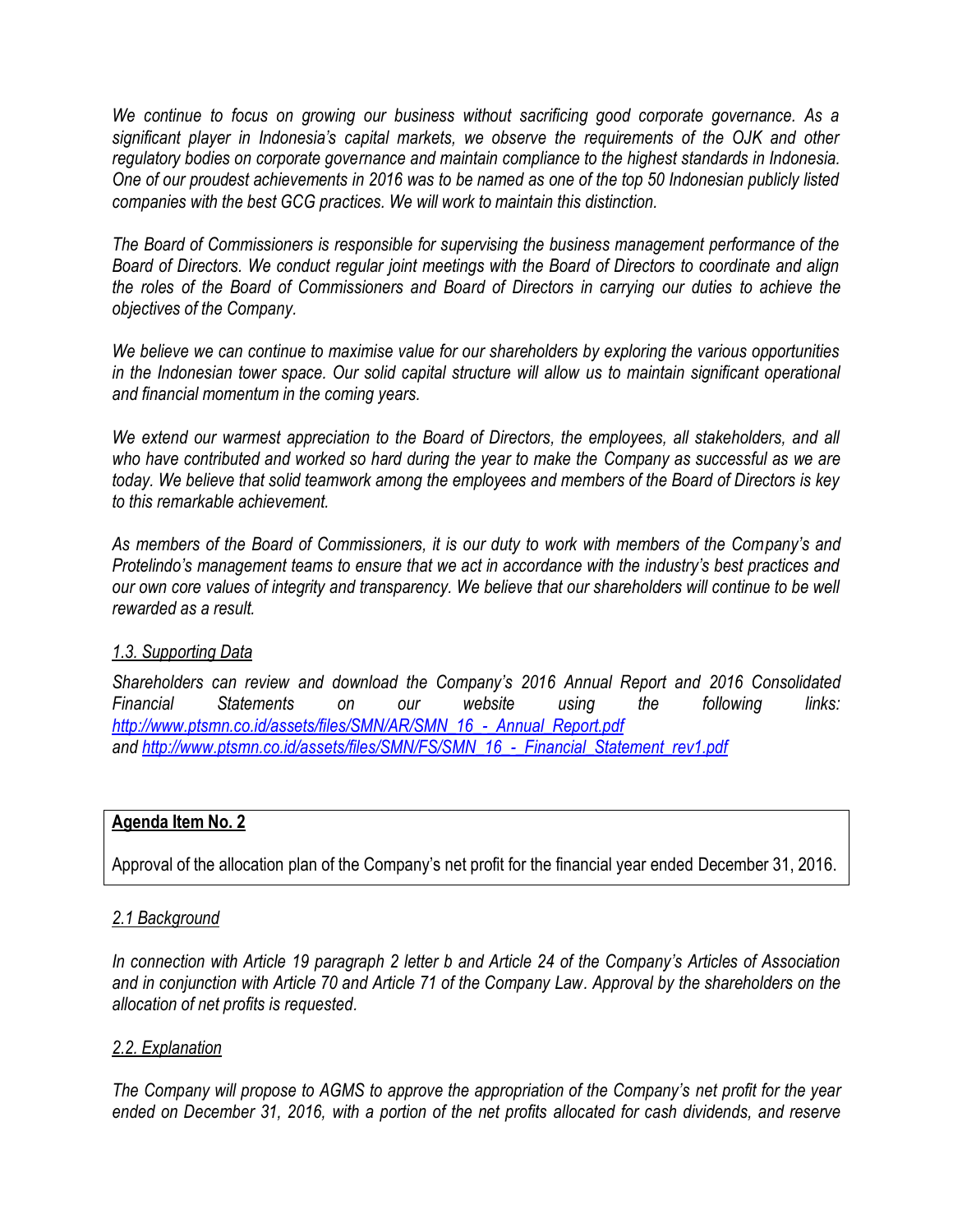*We continue to focus on growing our business without sacrificing good corporate governance. As a significant player in Indonesia's capital markets, we observe the requirements of the OJK and other regulatory bodies on corporate governance and maintain compliance to the highest standards in Indonesia. One of our proudest achievements in 2016 was to be named as one of the top 50 Indonesian publicly listed companies with the best GCG practices. We will work to maintain this distinction.*

*The Board of Commissioners is responsible for supervising the business management performance of the Board of Directors. We conduct regular joint meetings with the Board of Directors to coordinate and align the roles of the Board of Commissioners and Board of Directors in carrying our duties to achieve the objectives of the Company.*

*We believe we can continue to maximise value for our shareholders by exploring the various opportunities in the Indonesian tower space. Our solid capital structure will allow us to maintain significant operational and financial momentum in the coming years.*

*We extend our warmest appreciation to the Board of Directors, the employees, all stakeholders, and all who have contributed and worked so hard during the year to make the Company as successful as we are today. We believe that solid teamwork among the employees and members of the Board of Directors is key to this remarkable achievement.*

*As members of the Board of Commissioners, it is our duty to work with members of the Company's and Protelindo's management teams to ensure that we act in accordance with the industry's best practices and our own core values of integrity and transparency. We believe that our shareholders will continue to be well rewarded as a result.*

*1.3. Supporting Data*

*Shareholders can review and download the Company's 2016 Annual Report and 2016 Consolidated Financial Statements on our website using the following links: http://www.ptsmn.co.id/assets/files/SMN/AR/SMN_16_-_Annual_Report.pdf and http://www.ptsmn.co.id/assets/files/SMN/FS/SMN_16_-_Financial_Statement_rev1.pdf*

**Agenda Item No. 2**

Approval of the allocation plan of the Company's net profit for the financial year ended December 31, 2016.

*2.1 Background*

*In connection with Article 19 paragraph 2 letter b and Article 24 of the Company's Articles of Association and in conjunction with Article 70 and Article 71 of the Company Law. Approval by the shareholders on the allocation of net profits is requested.*

*2.2. Explanation*

*The Company will propose to AGMS to approve the appropriation of the Company's net profit for the year ended on December 31, 2016, with a portion of the net profits allocated for cash dividends, and reserve*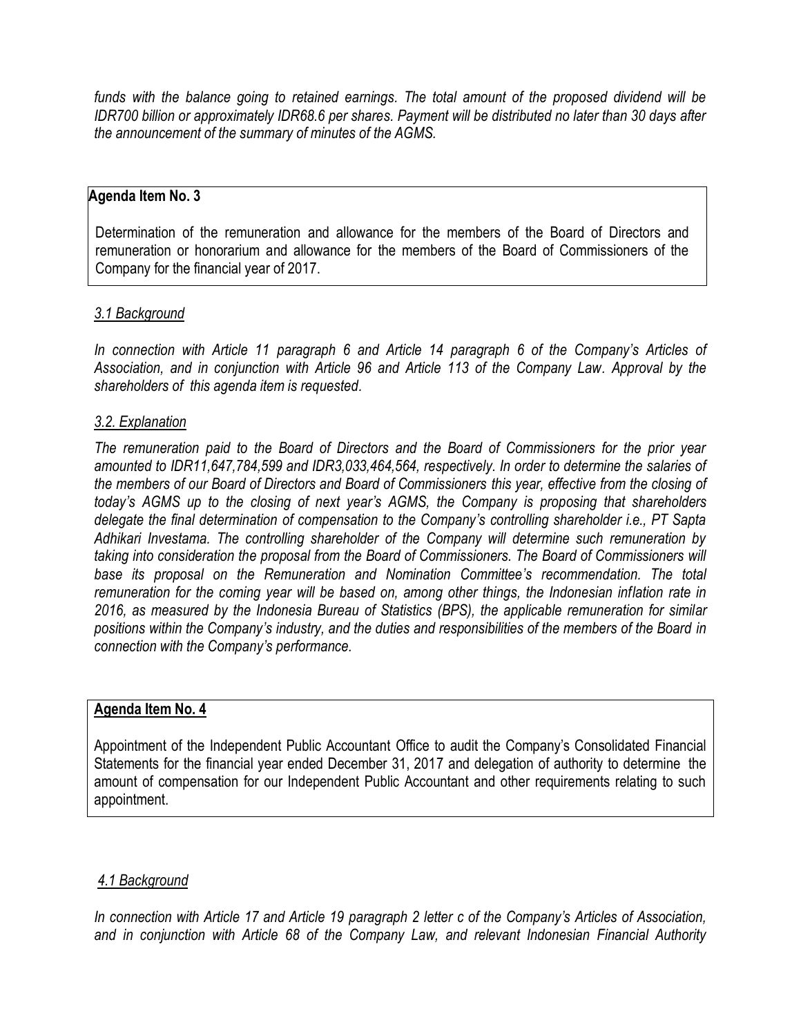*funds with the balance going to retained earnings. The total amount of the proposed dividend will be IDR700 billion or approximately IDR68.6 per shares. Payment will be distributed no later than 30 days after the announcement of the summary of minutes of the AGMS.*

**Agenda Item No. 3**

Determination of the remuneration and allowance for the members of the Board of Directors and remuneration or honorarium and allowance for the members of the Board of Commissioners of the Company for the financial year of 2017.

*3.1 Background*

*In connection with Article 11 paragraph 6 and Article 14 paragraph 6 of the Company's Articles of Association, and in conjunction with Article 96 and Article 113 of the Company Law. Approval by the shareholders of this agenda item is requested.*

*3.2. Explanation*

*The remuneration paid to the Board of Directors and the Board of Commissioners for the prior year amounted to IDR11,647,784,599 and IDR3,033,464,564, respectively. In order to determine the salaries of the members of our Board of Directors and Board of Commissioners this year, effective from the closing of today's AGMS up to the closing of next year's AGMS, the Company is proposing that shareholders delegate the final determination of compensation to the Company's controlling shareholder i.e., PT Sapta Adhikari Investama. The controlling shareholder of the Company will determine such remuneration by taking into consideration the proposal from the Board of Commissioners. The Board of Commissioners will base its proposal on the Remuneration and Nomination Committee's recommendation. The total remuneration for the coming year will be based on, among other things, the Indonesian inflation rate in 2016, as measured by the Indonesia Bureau of Statistics (BPS), the applicable remuneration for similar positions within the Company's industry, and the duties and responsibilities of the members of the Board in connection with the Company's performance.*

**Agenda Item No. 4**

Appointment of the Independent Public Accountant Office to audit the Company's Consolidated Financial Statements for the financial year ended December 31, 2017 and delegation of authority to determine the amount of compensation for our Independent Public Accountant and other requirements relating to such appointment.

*4.1 Background*

*In connection with Article 17 and Article 19 paragraph 2 letter c of the Company's Articles of Association, and in conjunction with Article 68 of the Company Law, and relevant Indonesian Financial Authority*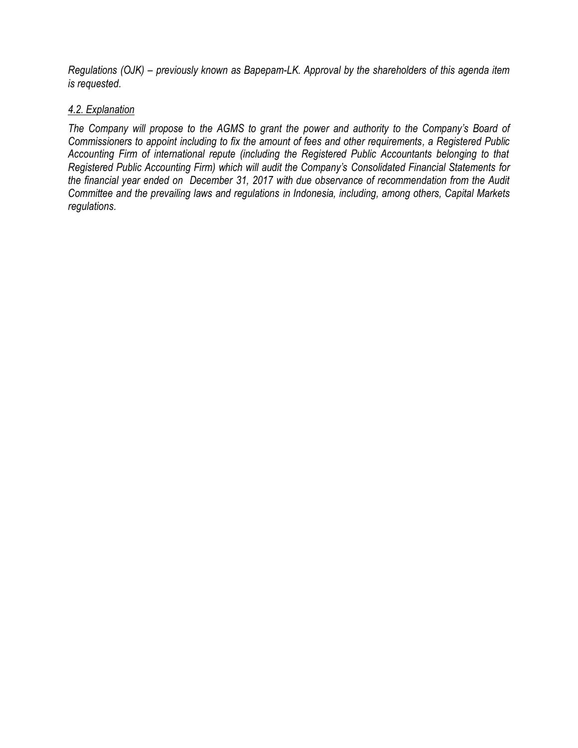*Regulations (OJK) – previously known as Bapepam-LK. Approval by the shareholders of this agenda item is requested.*

*4.2. Explanation*

*The Company will propose to the AGMS to grant the power and authority to the Company's Board of Commissioners to appoint including to fix the amount of fees and other requirements, a Registered Public Accounting Firm of international repute (including the Registered Public Accountants belonging to that Registered Public Accounting Firm) which will audit the Company's Consolidated Financial Statements for the financial year ended on December 31, 2017 with due observance of recommendation from the Audit Committee and the prevailing laws and regulations in Indonesia, including, among others, Capital Markets regulations.*